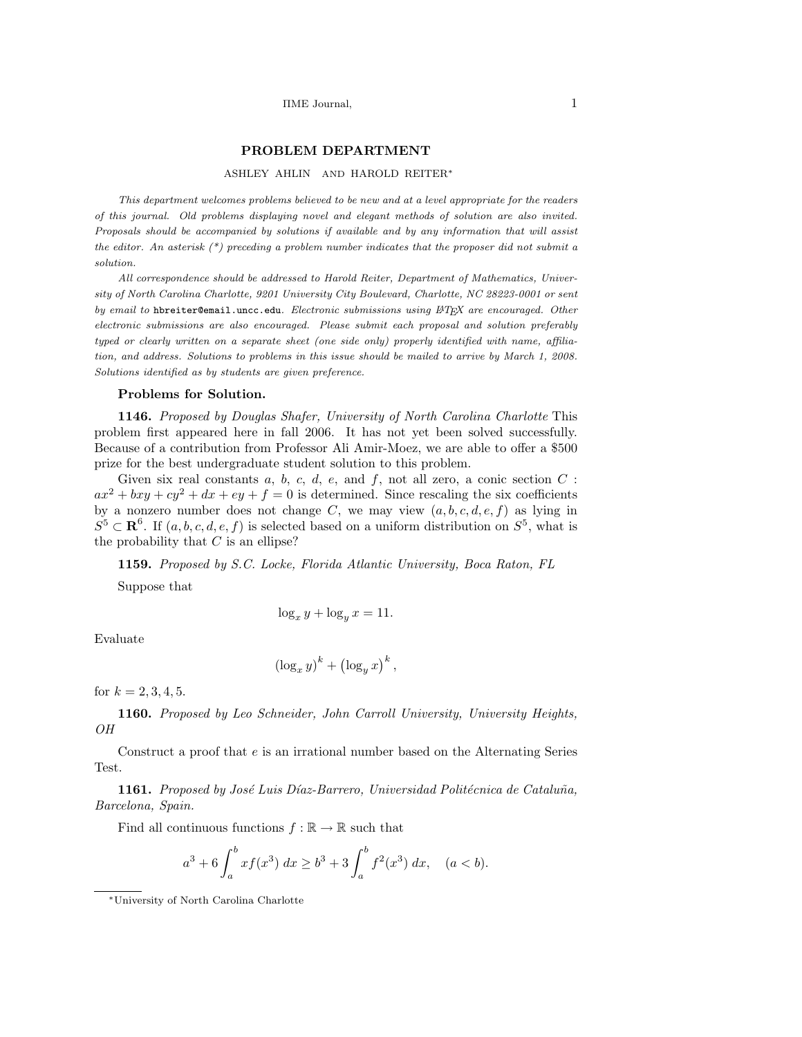# PROBLEM DEPARTMENT

ASHLEY AHLIN AND HAROLD REITER*

*This department welcomes problems believed to be new and at a level appropriate for the readers of this journal. Old problems displaying novel and elegant methods of solution are also invited. Proposals should be accompanied by solutions if available and by any information that will assist the editor. An asterisk (\*) preceding a problem number indicates that the proposer did not submit a solution.*

*All correspondence should be addressed to Harold Reiter, Department of Mathematics, University of North Carolina Charlotte, 9201 University City Boulevard, Charlotte, NC 28223-0001 or sent by email to* `hbreiter@email.uncc.edu`. *Electronic submissions using LaTeX are encouraged. Other electronic submissions are also encouraged. Please submit each proposal and solution preferably typed or clearly written on a separate sheet (one side only) properly identified with name, affiliation, and address. Solutions to problems in this issue should be mailed to arrive by March 1, 2008. Solutions identified as by students are given preference.*

### Problems for Solution.

**1146.** *Proposed by Douglas Shafer, University of North Carolina Charlotte* This problem first appeared here in fall 2006. It has not yet been solved successfully. Because of a contribution from Professor Ali Amir-Moez, we are able to offer a \$500 prize for the best undergraduate student solution to this problem.

Given six real constants $a$, $b$, $c$, $d$, $e$, and $f$, not all zero, a conic section $C$ : $ax^2 + bxy + cy^2 + dx + ey + f = 0$ is determined. Since rescaling the six coefficients by a nonzero number does not change $C$, we may view $(a, b, c, d, e, f)$ as lying in $S^5 \subset \mathbf{R}^6$. If $(a, b, c, d, e, f)$ is selected based on a uniform distribution on $S^5$, what is the probability that $C$ is an ellipse?

**1159.** *Proposed by S.C. Locke, Florida Atlantic University, Boca Raton, FL*

Suppose that

$$\log_x y + \log_y x = 11.$$

Evaluate

$$(\log_x y)^k + (\log_y x)^k,$$

for $k = 2, 3, 4, 5$.

**1160.** *Proposed by Leo Schneider, John Carroll University, University Heights, OH*

Construct a proof that $e$ is an irrational number based on the Alternating Series Test.

**1161.** *Proposed by José Luis Díaz-Barrero, Universidad Politécnica de Cataluña, Barcelona, Spain.*

Find all continuous functions $f : \mathbb{R} \to \mathbb{R}$ such that

$$a^3 + 6\int_a^b xf(x^3)\,dx \ge b^3 + 3\int_a^b f^2(x^3)\,dx, \quad (a < b).$$

*University of North Carolina Charlotte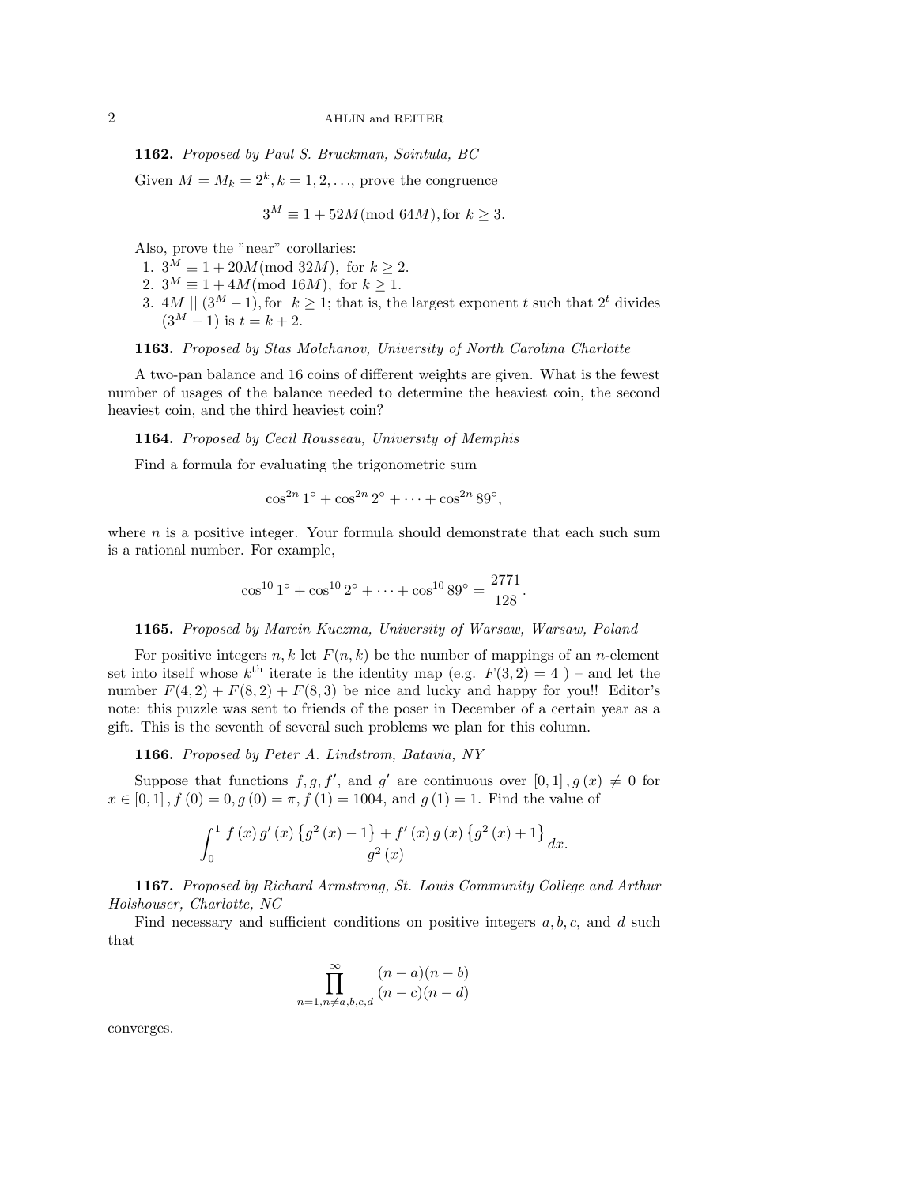**1162.** *Proposed by Paul S. Bruckman, Sointula, BC*

Given $M = M_k = 2^k, k = 1, 2, \ldots$, prove the congruence

$$3^M \equiv 1 + 52M (\text{mod } 64M), \text{for } k \geq 3.$$

Also, prove the "near" corollaries:

1. $3^M \equiv 1 + 20M(\text{mod } 32M)$, for $k \geq 2$.
2. $3^M \equiv 1 + 4M(\text{mod } 16M)$, for $k \geq 1$.
3. $4M \mid\mid (3^M - 1)$, for $k \geq 1$; that is, the largest exponent $t$ such that $2^t$ divides $(3^M - 1)$ is $t = k + 2$.

**1163.** *Proposed by Stas Molchanov, University of North Carolina Charlotte*

A two-pan balance and 16 coins of different weights are given. What is the fewest number of usages of the balance needed to determine the heaviest coin, the second heaviest coin, and the third heaviest coin?

**1164.** *Proposed by Cecil Rousseau, University of Memphis*

Find a formula for evaluating the trigonometric sum

$$\cos^{2n} 1^\circ + \cos^{2n} 2^\circ + \cdots + \cos^{2n} 89^\circ,$$

where $n$ is a positive integer. Your formula should demonstrate that each such sum is a rational number. For example,

$$\cos^{10} 1^\circ + \cos^{10} 2^\circ + \cdots + \cos^{10} 89^\circ = \frac{2771}{128}.$$

**1165.** *Proposed by Marcin Kuczma, University of Warsaw, Warsaw, Poland*

For positive integers $n, k$ let $F(n, k)$ be the number of mappings of an $n$-element set into itself whose $k^{\text{th}}$ iterate is the identity map (e.g. $F(3, 2) = 4$ ) – and let the number $F(4, 2) + F(8, 2) + F(8, 3)$ be nice and lucky and happy for you!! Editor's note: this puzzle was sent to friends of the poser in December of a certain year as a gift. This is the seventh of several such problems we plan for this column.

**1166.** *Proposed by Peter A. Lindstrom, Batavia, NY*

Suppose that functions $f, g, f'$, and $g'$ are continuous over $[0, 1]$, $g(x) \neq 0$ for $x \in [0, 1]$, $f(0) = 0$, $g(0) = \pi$, $f(1) = 1004$, and $g(1) = 1$. Find the value of

$$\int_0^1 \frac{f(x)\, g'(x) \left\{g^2(x) - 1\right\} + f'(x)\, g(x) \left\{g^2(x) + 1\right\}}{g^2(x)} dx.$$

**1167.** *Proposed by Richard Armstrong, St. Louis Community College and Arthur Holshouser, Charlotte, NC*

Find necessary and sufficient conditions on positive integers $a, b, c$, and $d$ such that

$$\prod_{n=1, n\neq a,b,c,d}^{\infty} \frac{(n-a)(n-b)}{(n-c)(n-d)}$$

converges.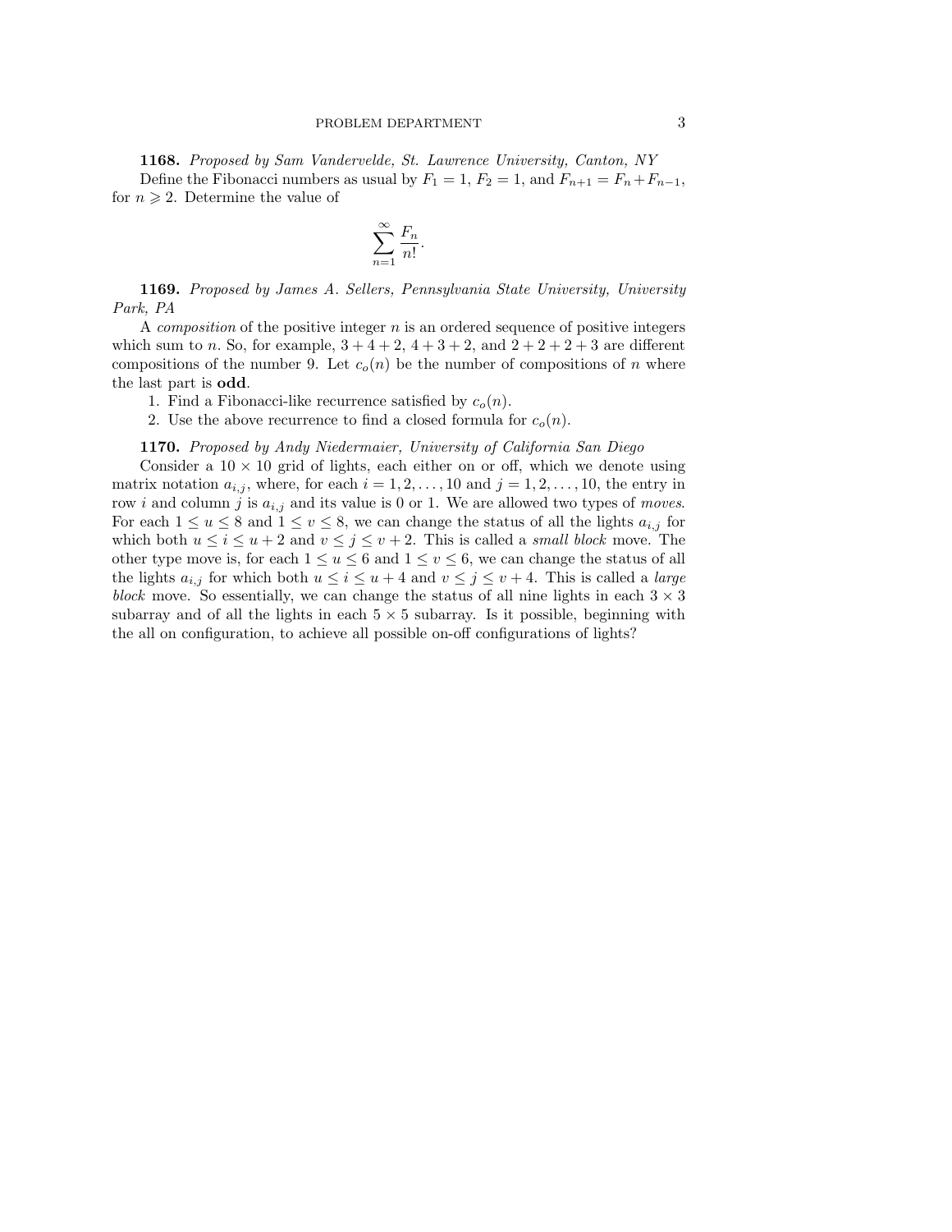**1168.** *Proposed by Sam Vandervelde, St. Lawrence University, Canton, NY*

Define the Fibonacci numbers as usual by $F_1 = 1$, $F_2 = 1$, and $F_{n+1} = F_n + F_{n-1}$, for $n \geqslant 2$. Determine the value of

$$\sum_{n=1}^{\infty} \frac{F_n}{n!}.$$

**1169.** *Proposed by James A. Sellers, Pennsylvania State University, University Park, PA*

A *composition* of the positive integer $n$ is an ordered sequence of positive integers which sum to $n$. So, for example, $3+4+2$, $4+3+2$, and $2+2+2+3$ are different compositions of the number 9. Let $c_o(n)$ be the number of compositions of $n$ where the last part is **odd**.

1. Find a Fibonacci-like recurrence satisfied by $c_o(n)$.
2. Use the above recurrence to find a closed formula for $c_o(n)$.

**1170.** *Proposed by Andy Niedermaier, University of California San Diego*

Consider a $10 \times 10$ grid of lights, each either on or off, which we denote using matrix notation $a_{i,j}$, where, for each $i = 1, 2, \ldots, 10$ and $j = 1, 2, \ldots, 10$, the entry in row $i$ and column $j$ is $a_{i,j}$ and its value is 0 or 1. We are allowed two types of *moves*. For each $1 \le u \le 8$ and $1 \le v \le 8$, we can change the status of all the lights $a_{i,j}$ for which both $u \le i \le u+2$ and $v \le j \le v+2$. This is called a *small block* move. The other type move is, for each $1 \le u \le 6$ and $1 \le v \le 6$, we can change the status of all the lights $a_{i,j}$ for which both $u \le i \le u+4$ and $v \le j \le v+4$. This is called a *large block* move. So essentially, we can change the status of all nine lights in each $3 \times 3$ subarray and of all the lights in each $5 \times 5$ subarray. Is it possible, beginning with the all on configuration, to achieve all possible on-off configurations of lights?